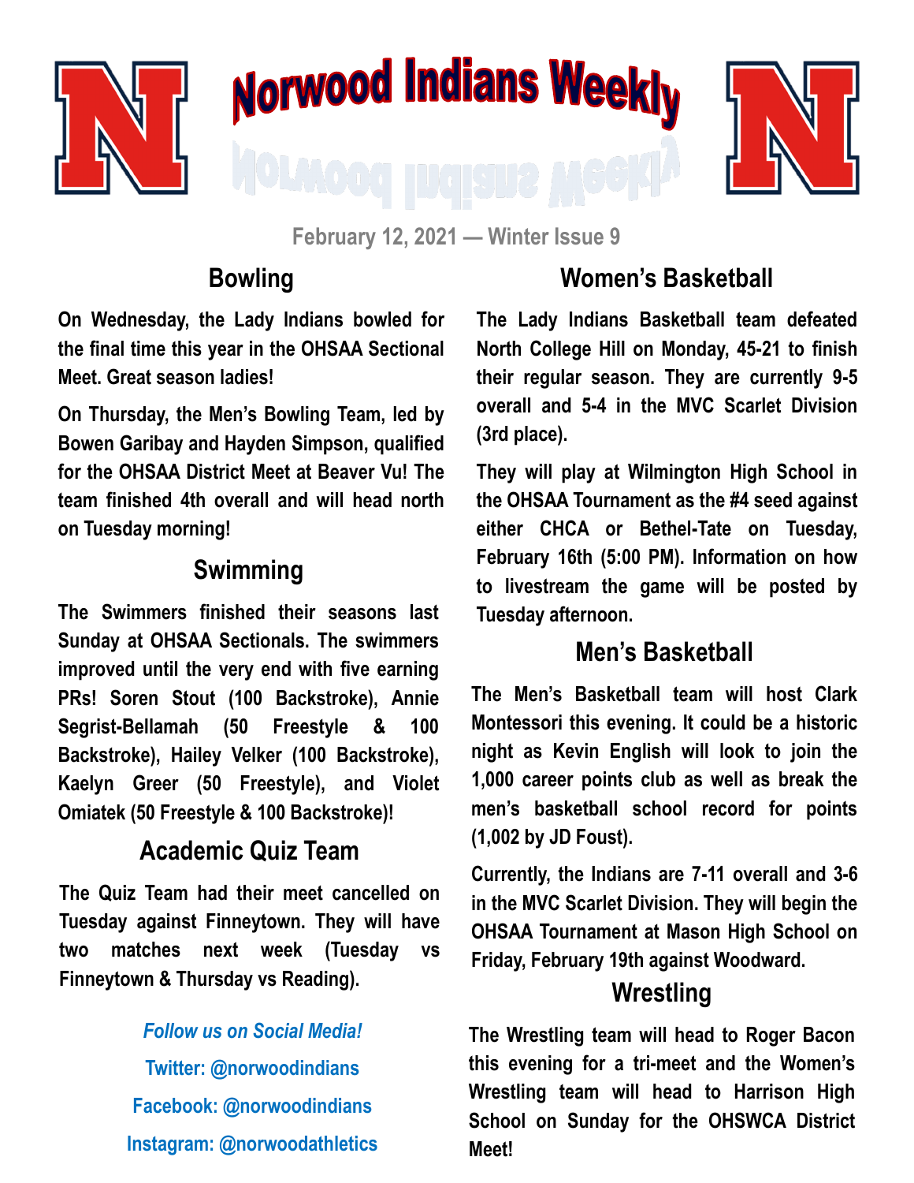# Norwood Indians Weekly

February 12, 2021 — Winter Issue 9

## Bowling

On Wednesday, the Lady Indians bowled for the final time this year in the OHSAA Sectional Meet. Great season ladies!

On Thursday, the Men's Bowling Team, led by Bowen Garibay and Hayden Simpson, qualified for the OHSAA District Meet at Beaver Vu! The team finished 4th overall and will head north on Tuesday morning!

## Swimming

The Swimmers finished their seasons last Sunday at OHSAA Sectionals. The swimmers improved until the very end with five earning PRs! Soren Stout (100 Backstroke), Annie Segrist-Bellamah (50 Freestyle & 100 Backstroke), Hailey Velker (100 Backstroke), Kaelyn Greer (50 Freestyle), and Violet Omiatek (50 Freestyle & 100 Backstroke)!

## Academic Quiz Team

The Quiz Team had their meet cancelled on Tuesday against Finneytown. They will have two matches next week (Tuesday vs Finneytown & Thursday vs Reading).

*Follow us on Social Media!*

Twitter: @norwoodindians

Facebook: @norwoodindians

Instagram: @norwoodathletics

## Women's Basketball

The Lady Indians Basketball team defeated North College Hill on Monday, 45-21 to finish their regular season. They are currently 9-5 overall and 5-4 in the MVC Scarlet Division (3rd place).

They will play at Wilmington High School in the OHSAA Tournament as the #4 seed against either CHCA or Bethel-Tate on Tuesday, February 16th (5:00 PM). Information on how to livestream the game will be posted by Tuesday afternoon.

## Men's Basketball

The Men's Basketball team will host Clark Montessori this evening. It could be a historic night as Kevin English will look to join the 1,000 career points club as well as break the men's basketball school record for points (1,002 by JD Foust).

Currently, the Indians are 7-11 overall and 3-6 in the MVC Scarlet Division. They will begin the OHSAA Tournament at Mason High School on Friday, February 19th against Woodward.

## Wrestling

The Wrestling team will head to Roger Bacon this evening for a tri-meet and the Women's Wrestling team will head to Harrison High School on Sunday for the OHSWCA District Meet!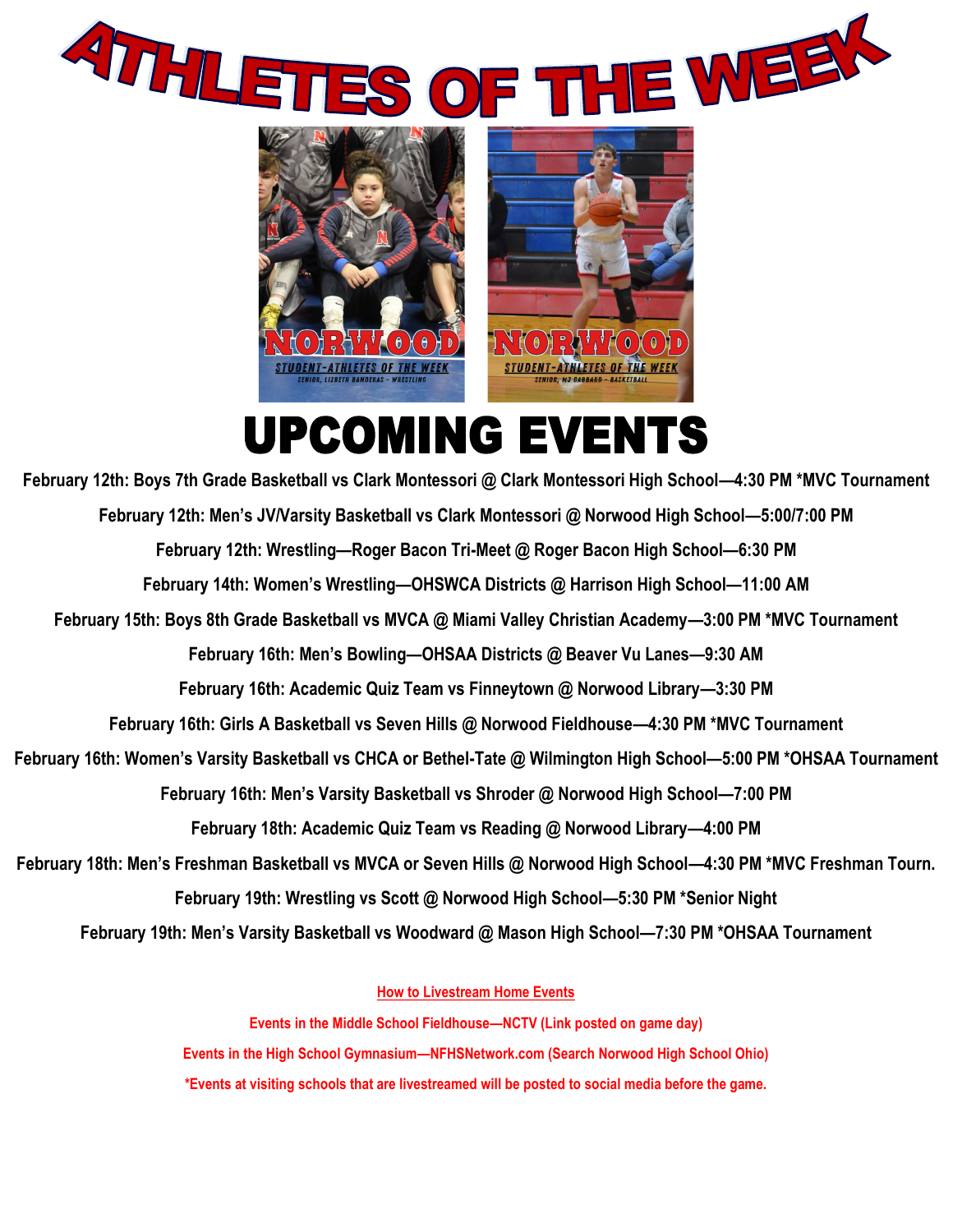# ATHLETES OF THE WEEK

# UPCOMING EVENTS

February 12th: Boys 7th Grade Basketball vs Clark Montessori @ Clark Montessori High School—4:30 PM *MVC Tournament

February 12th: Men's JV/Varsity Basketball vs Clark Montessori @ Norwood High School—5:00/7:00 PM

February 12th: Wrestling—Roger Bacon Tri-Meet @ Roger Bacon High School—6:30 PM

February 14th: Women's Wrestling—OHSWCA Districts @ Harrison High School—11:00 AM

February 15th: Boys 8th Grade Basketball vs MVCA @ Miami Valley Christian Academy—3:00 PM *MVC Tournament

February 16th: Men's Bowling—OHSAA Districts @ Beaver Vu Lanes—9:30 AM

February 16th: Academic Quiz Team vs Finneytown @ Norwood Library—3:30 PM

February 16th: Girls A Basketball vs Seven Hills @ Norwood Fieldhouse—4:30 PM *MVC Tournament

February 16th: Women's Varsity Basketball vs CHCA or Bethel-Tate @ Wilmington High School—5:00 PM *OHSAA Tournament

February 16th: Men's Varsity Basketball vs Shroder @ Norwood High School—7:00 PM

February 18th: Academic Quiz Team vs Reading @ Norwood Library—4:00 PM

February 18th: Men's Freshman Basketball vs MVCA or Seven Hills @ Norwood High School—4:30 PM *MVC Freshman Tourn.

February 19th: Wrestling vs Scott @ Norwood High School—5:30 PM *Senior Night

February 19th: Men's Varsity Basketball vs Woodward @ Mason High School—7:30 PM *OHSAA Tournament

**How to Livestream Home Events**

Events in the Middle School Fieldhouse—NCTV (Link posted on game day)

Events in the High School Gymnasium—NFHSNetwork.com (Search Norwood High School Ohio)

*Events at visiting schools that are livestreamed will be posted to social media before the game.